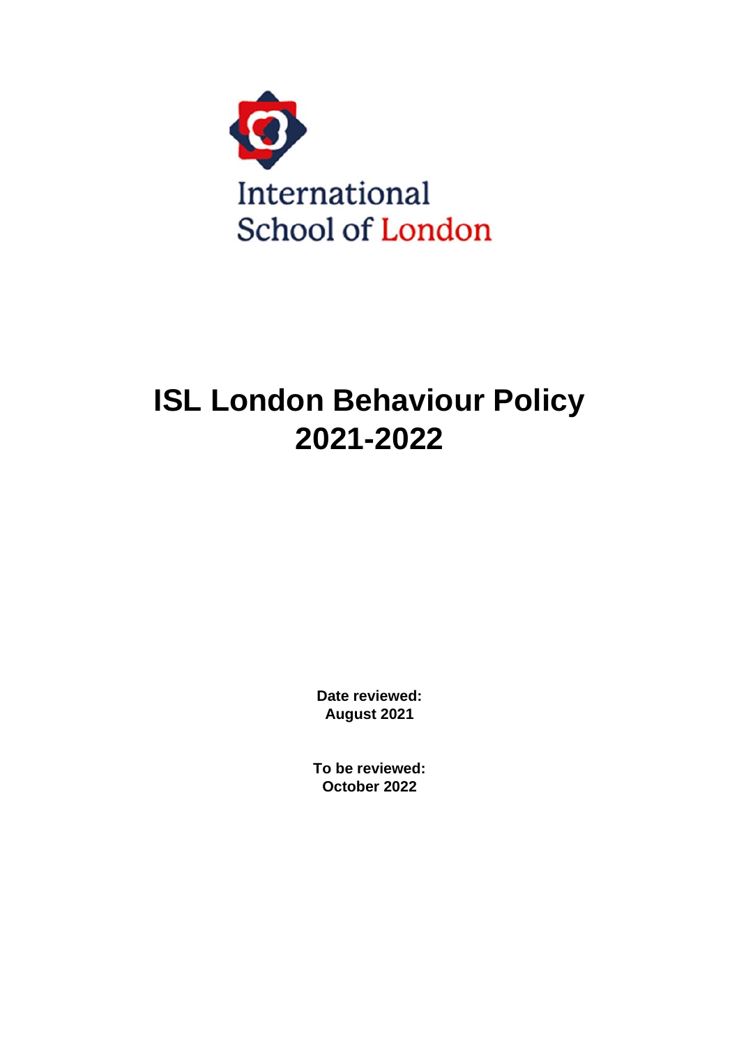International School of London

# ISL London Behaviour Policy 2021-2022

**Date reviewed:**
**August 2021**

**To be reviewed:**
**October 2022**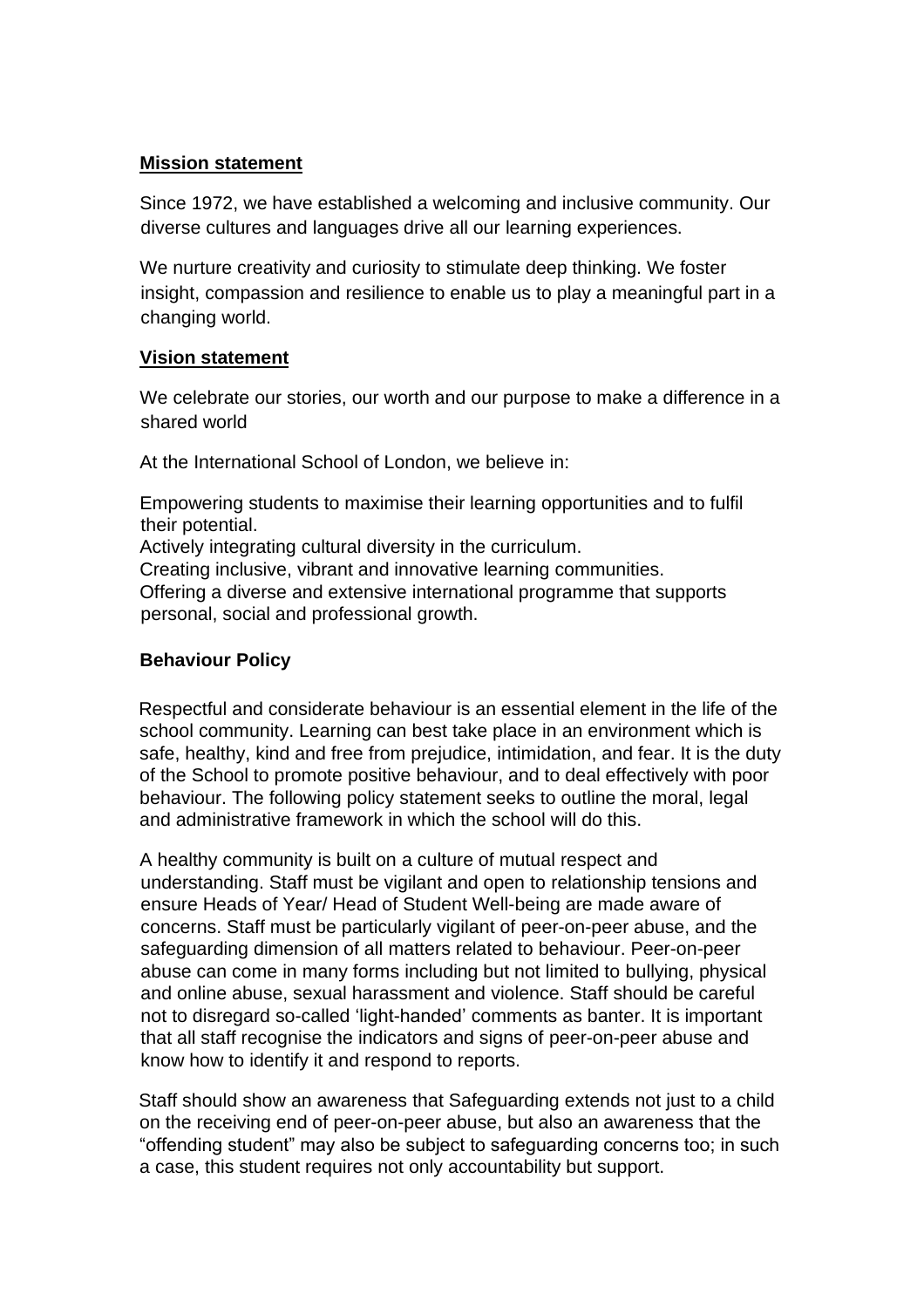## Mission statement

Since 1972, we have established a welcoming and inclusive community. Our diverse cultures and languages drive all our learning experiences.

We nurture creativity and curiosity to stimulate deep thinking. We foster insight, compassion and resilience to enable us to play a meaningful part in a changing world.

## Vision statement

We celebrate our stories, our worth and our purpose to make a difference in a shared world

At the International School of London, we believe in:

Empowering students to maximise their learning opportunities and to fulfil their potential.
Actively integrating cultural diversity in the curriculum.
Creating inclusive, vibrant and innovative learning communities.
Offering a diverse and extensive international programme that supports personal, social and professional growth.

## Behaviour Policy

Respectful and considerate behaviour is an essential element in the life of the school community. Learning can best take place in an environment which is safe, healthy, kind and free from prejudice, intimidation, and fear. It is the duty of the School to promote positive behaviour, and to deal effectively with poor behaviour. The following policy statement seeks to outline the moral, legal and administrative framework in which the school will do this.

A healthy community is built on a culture of mutual respect and understanding. Staff must be vigilant and open to relationship tensions and ensure Heads of Year/ Head of Student Well-being are made aware of concerns. Staff must be particularly vigilant of peer-on-peer abuse, and the safeguarding dimension of all matters related to behaviour. Peer-on-peer abuse can come in many forms including but not limited to bullying, physical and online abuse, sexual harassment and violence. Staff should be careful not to disregard so-called 'light-handed' comments as banter. It is important that all staff recognise the indicators and signs of peer-on-peer abuse and know how to identify it and respond to reports.

Staff should show an awareness that Safeguarding extends not just to a child on the receiving end of peer-on-peer abuse, but also an awareness that the "offending student" may also be subject to safeguarding concerns too; in such a case, this student requires not only accountability but support.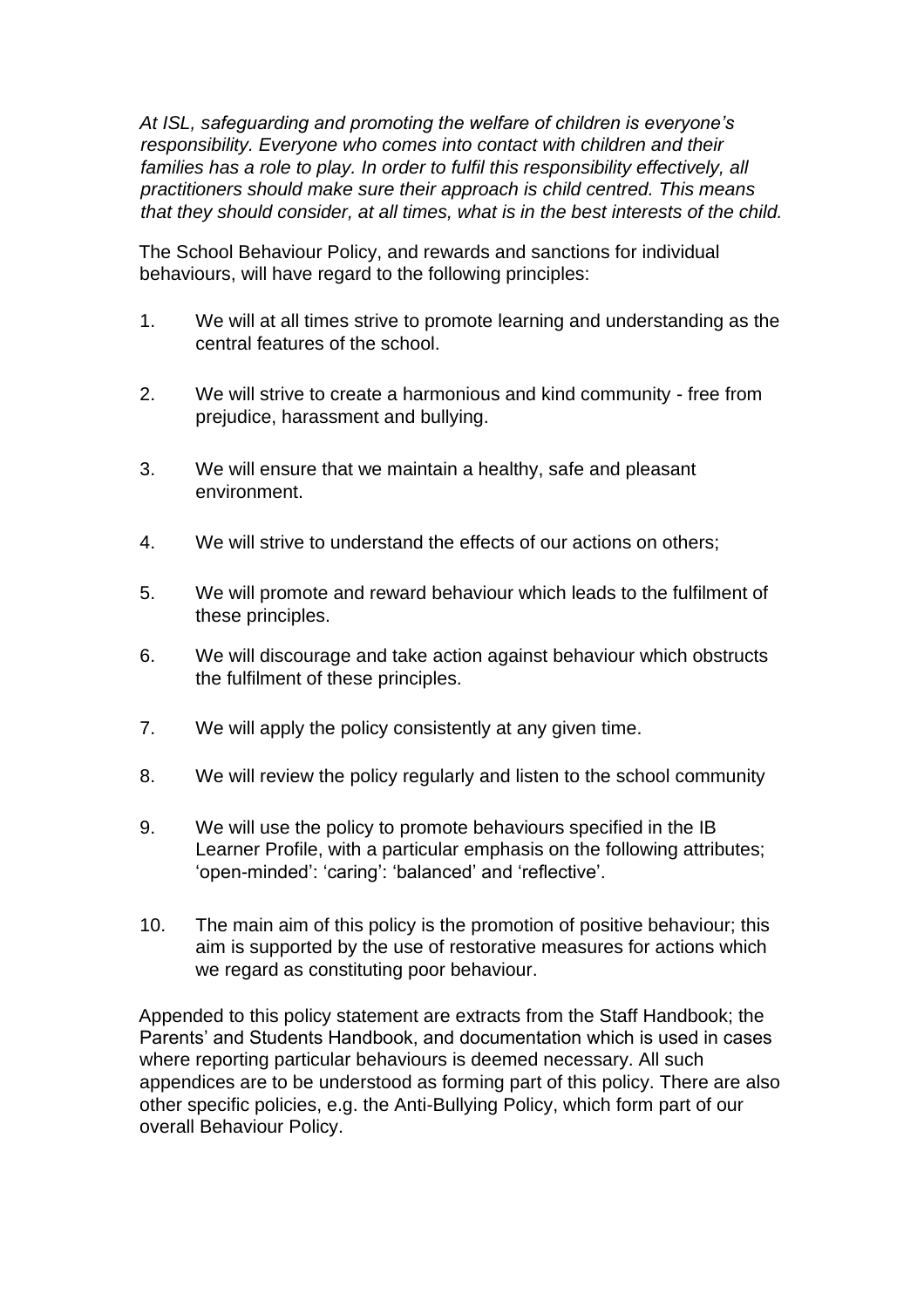*At ISL, safeguarding and promoting the welfare of children is everyone's responsibility. Everyone who comes into contact with children and their families has a role to play. In order to fulfil this responsibility effectively, all practitioners should make sure their approach is child centred. This means that they should consider, at all times, what is in the best interests of the child.*

The School Behaviour Policy, and rewards and sanctions for individual behaviours, will have regard to the following principles:

1. We will at all times strive to promote learning and understanding as the central features of the school.

2. We will strive to create a harmonious and kind community - free from prejudice, harassment and bullying.

3. We will ensure that we maintain a healthy, safe and pleasant environment.

4. We will strive to understand the effects of our actions on others;

5. We will promote and reward behaviour which leads to the fulfilment of these principles.

6. We will discourage and take action against behaviour which obstructs the fulfilment of these principles.

7. We will apply the policy consistently at any given time.

8. We will review the policy regularly and listen to the school community

9. We will use the policy to promote behaviours specified in the IB Learner Profile, with a particular emphasis on the following attributes; 'open-minded': 'caring': 'balanced' and 'reflective'.

10. The main aim of this policy is the promotion of positive behaviour; this aim is supported by the use of restorative measures for actions which we regard as constituting poor behaviour.

Appended to this policy statement are extracts from the Staff Handbook; the Parents' and Students Handbook, and documentation which is used in cases where reporting particular behaviours is deemed necessary. All such appendices are to be understood as forming part of this policy. There are also other specific policies, e.g. the Anti-Bullying Policy, which form part of our overall Behaviour Policy.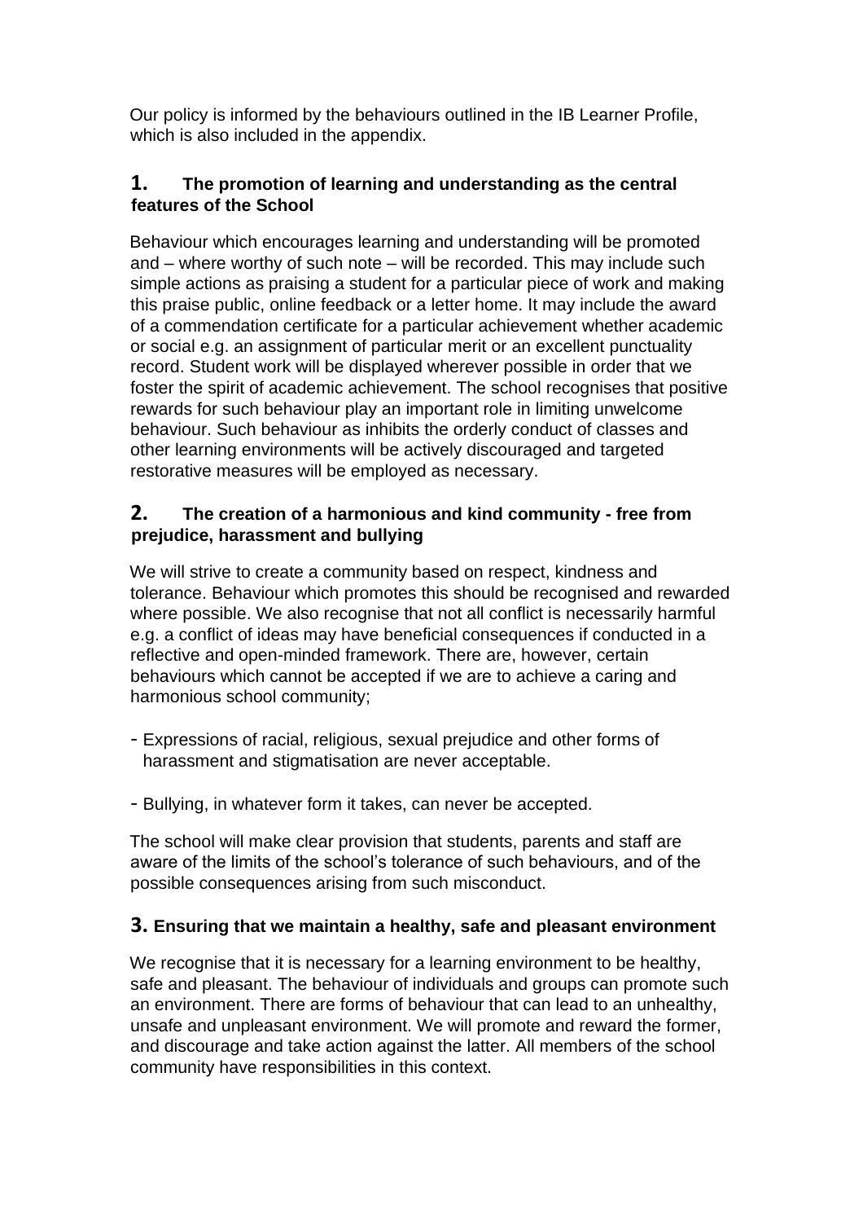Our policy is informed by the behaviours outlined in the IB Learner Profile, which is also included in the appendix.

## 1. The promotion of learning and understanding as the central features of the School

Behaviour which encourages learning and understanding will be promoted and – where worthy of such note – will be recorded. This may include such simple actions as praising a student for a particular piece of work and making this praise public, online feedback or a letter home. It may include the award of a commendation certificate for a particular achievement whether academic or social e.g. an assignment of particular merit or an excellent punctuality record. Student work will be displayed wherever possible in order that we foster the spirit of academic achievement. The school recognises that positive rewards for such behaviour play an important role in limiting unwelcome behaviour. Such behaviour as inhibits the orderly conduct of classes and other learning environments will be actively discouraged and targeted restorative measures will be employed as necessary.

## 2. The creation of a harmonious and kind community - free from prejudice, harassment and bullying

We will strive to create a community based on respect, kindness and tolerance. Behaviour which promotes this should be recognised and rewarded where possible. We also recognise that not all conflict is necessarily harmful e.g. a conflict of ideas may have beneficial consequences if conducted in a reflective and open-minded framework. There are, however, certain behaviours which cannot be accepted if we are to achieve a caring and harmonious school community;

- Expressions of racial, religious, sexual prejudice and other forms of harassment and stigmatisation are never acceptable.

- Bullying, in whatever form it takes, can never be accepted.

The school will make clear provision that students, parents and staff are aware of the limits of the school's tolerance of such behaviours, and of the possible consequences arising from such misconduct.

## 3. Ensuring that we maintain a healthy, safe and pleasant environment

We recognise that it is necessary for a learning environment to be healthy, safe and pleasant. The behaviour of individuals and groups can promote such an environment. There are forms of behaviour that can lead to an unhealthy, unsafe and unpleasant environment. We will promote and reward the former, and discourage and take action against the latter. All members of the school community have responsibilities in this context.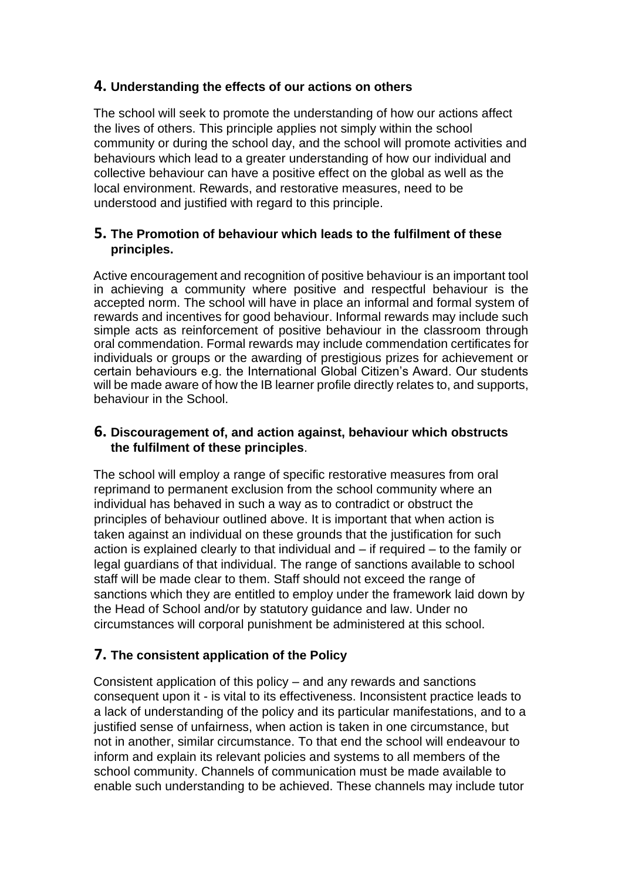## 4. Understanding the effects of our actions on others

The school will seek to promote the understanding of how our actions affect the lives of others. This principle applies not simply within the school community or during the school day, and the school will promote activities and behaviours which lead to a greater understanding of how our individual and collective behaviour can have a positive effect on the global as well as the local environment. Rewards, and restorative measures, need to be understood and justified with regard to this principle.

## 5. The Promotion of behaviour which leads to the fulfilment of these principles.

Active encouragement and recognition of positive behaviour is an important tool in achieving a community where positive and respectful behaviour is the accepted norm. The school will have in place an informal and formal system of rewards and incentives for good behaviour. Informal rewards may include such simple acts as reinforcement of positive behaviour in the classroom through oral commendation. Formal rewards may include commendation certificates for individuals or groups or the awarding of prestigious prizes for achievement or certain behaviours e.g. the International Global Citizen's Award. Our students will be made aware of how the IB learner profile directly relates to, and supports, behaviour in the School.

## 6. Discouragement of, and action against, behaviour which obstructs the fulfilment of these principles.

The school will employ a range of specific restorative measures from oral reprimand to permanent exclusion from the school community where an individual has behaved in such a way as to contradict or obstruct the principles of behaviour outlined above. It is important that when action is taken against an individual on these grounds that the justification for such action is explained clearly to that individual and – if required – to the family or legal guardians of that individual. The range of sanctions available to school staff will be made clear to them. Staff should not exceed the range of sanctions which they are entitled to employ under the framework laid down by the Head of School and/or by statutory guidance and law. Under no circumstances will corporal punishment be administered at this school.

## 7. The consistent application of the Policy

Consistent application of this policy – and any rewards and sanctions consequent upon it - is vital to its effectiveness. Inconsistent practice leads to a lack of understanding of the policy and its particular manifestations, and to a justified sense of unfairness, when action is taken in one circumstance, but not in another, similar circumstance. To that end the school will endeavour to inform and explain its relevant policies and systems to all members of the school community. Channels of communication must be made available to enable such understanding to be achieved. These channels may include tutor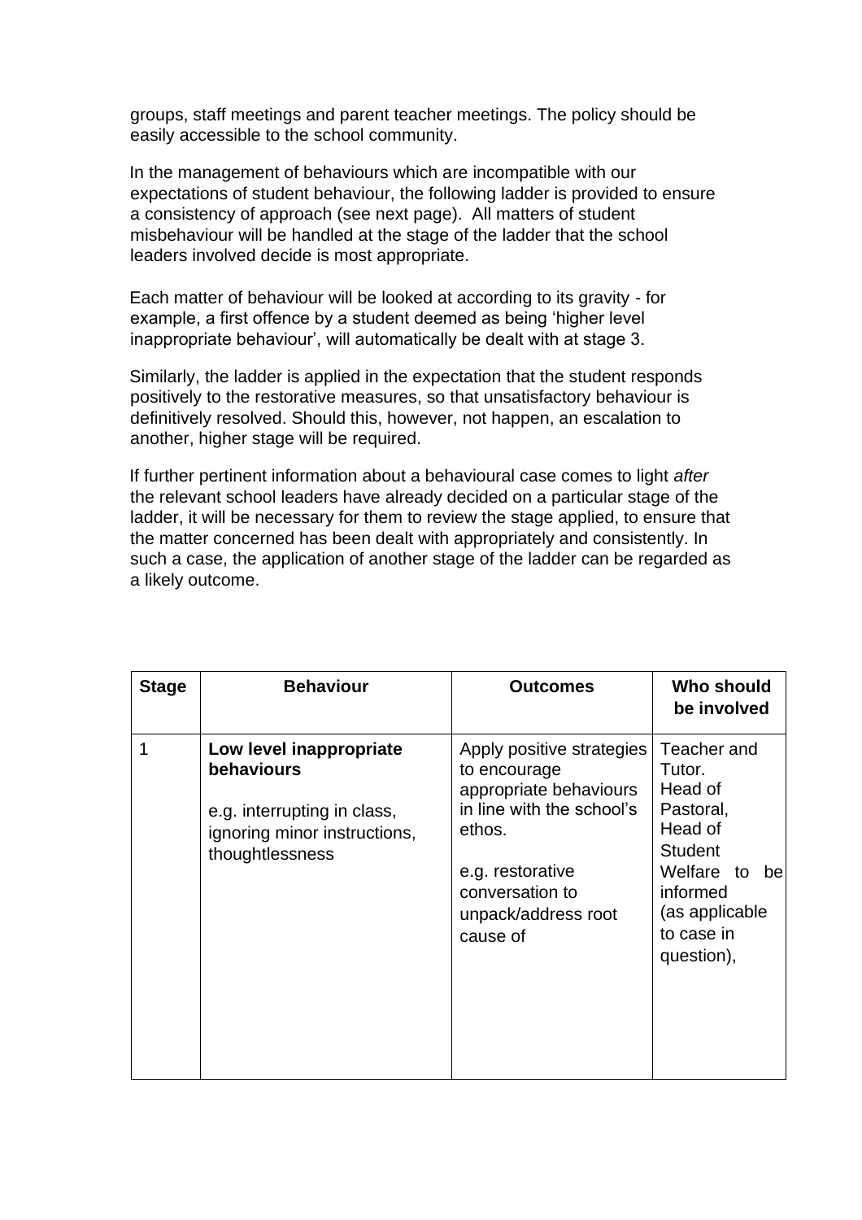groups, staff meetings and parent teacher meetings. The policy should be easily accessible to the school community.

In the management of behaviours which are incompatible with our expectations of student behaviour, the following ladder is provided to ensure a consistency of approach (see next page). All matters of student misbehaviour will be handled at the stage of the ladder that the school leaders involved decide is most appropriate.

Each matter of behaviour will be looked at according to its gravity - for example, a first offence by a student deemed as being 'higher level inappropriate behaviour', will automatically be dealt with at stage 3.

Similarly, the ladder is applied in the expectation that the student responds positively to the restorative measures, so that unsatisfactory behaviour is definitively resolved. Should this, however, not happen, an escalation to another, higher stage will be required.

If further pertinent information about a behavioural case comes to light *after* the relevant school leaders have already decided on a particular stage of the ladder, it will be necessary for them to review the stage applied, to ensure that the matter concerned has been dealt with appropriately and consistently. In such a case, the application of another stage of the ladder can be regarded as a likely outcome.

| Stage | Behaviour | Outcomes | Who should be involved |
|---|---|---|---|
| 1 | **Low level inappropriate behaviours**<br><br>e.g. interrupting in class, ignoring minor instructions, thoughtlessness | Apply positive strategies to encourage appropriate behaviours in line with the school's ethos.<br><br>e.g. restorative conversation to unpack/address root cause of | Teacher and Tutor.<br>Head of Pastoral, Head of Student Welfare to be informed (as applicable to case in question), |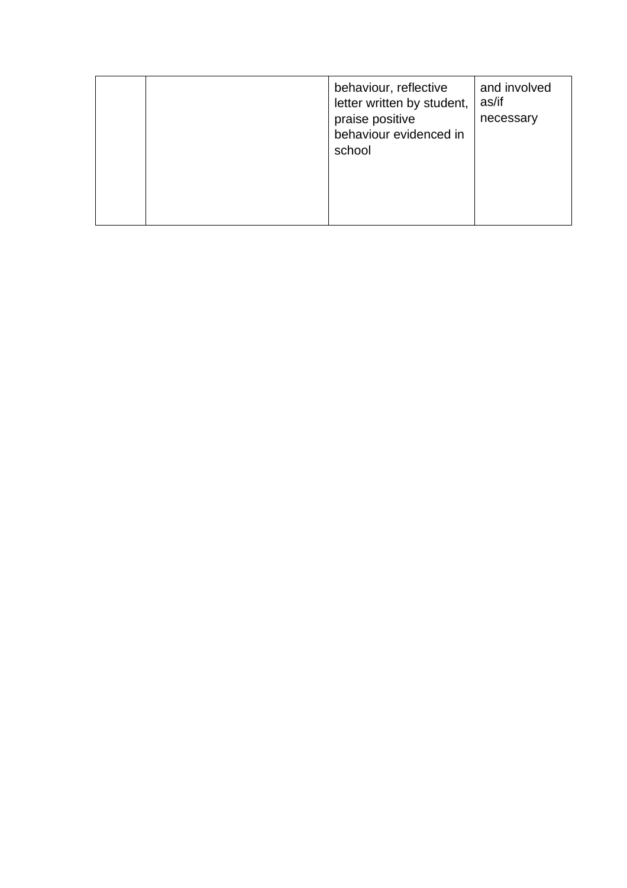| | | | |
|---|---|---|---|
| | | behaviour, reflective letter written by student, praise positive behaviour evidenced in school | and involved as/if necessary |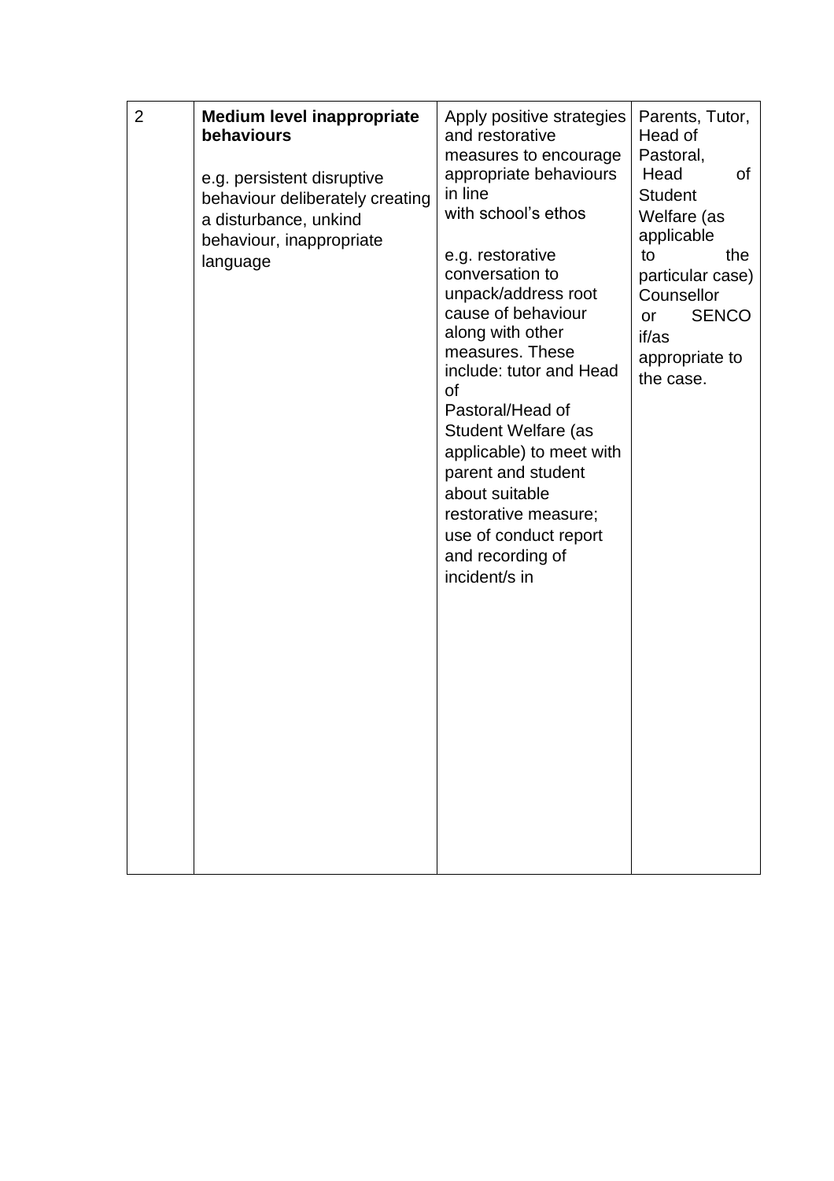| 2 | **Medium level inappropriate behaviours**<br><br>e.g. persistent disruptive behaviour deliberately creating a disturbance, unkind behaviour, inappropriate language | Apply positive strategies and restorative measures to encourage appropriate behaviours in line with school's ethos<br><br>e.g. restorative conversation to unpack/address root cause of behaviour along with other measures. These include: tutor and Head of Pastoral/Head of Student Welfare (as applicable) to meet with parent and student about suitable restorative measure; use of conduct report and recording of incident/s in | Parents, Tutor, Head of Pastoral, Head of Student Welfare (as applicable to the particular case) Counsellor or SENCO if/as appropriate to the case. |
|---|---|---|---|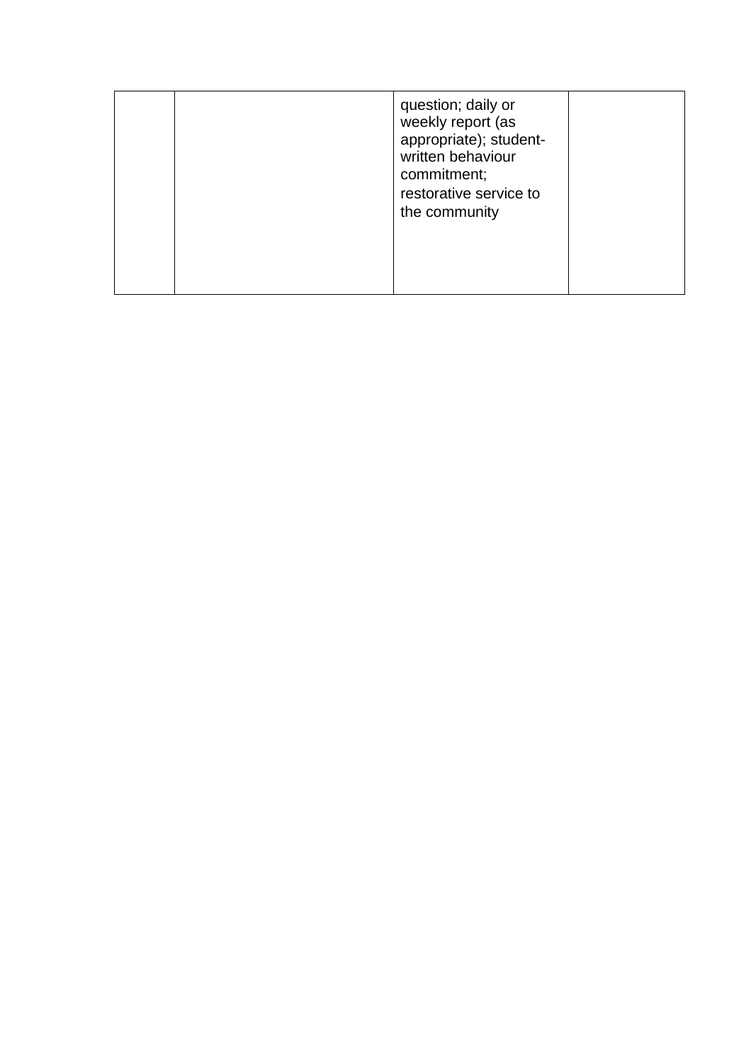| | | | |
|---|---|---|---|
| | | question; daily or weekly report (as appropriate); student-written behaviour commitment; restorative service to the community | |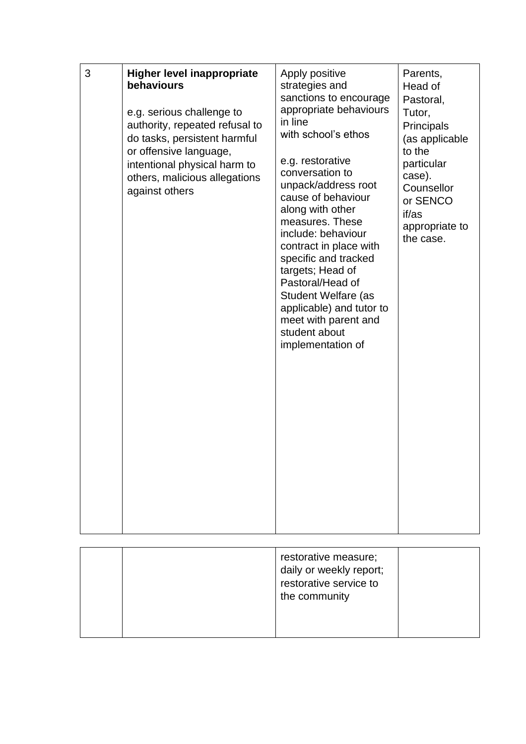| 3 | **Higher level inappropriate behaviours**<br><br>e.g. serious challenge to authority, repeated refusal to do tasks, persistent harmful or offensive language, intentional physical harm to others, malicious allegations against others | Apply positive strategies and sanctions to encourage appropriate behaviours in line with school's ethos<br><br>e.g. restorative conversation to unpack/address root cause of behaviour along with other measures. These include: behaviour contract in place with specific and tracked targets; Head of Pastoral/Head of Student Welfare (as applicable) and tutor to meet with parent and student about implementation of restorative measure; daily or weekly report; restorative service to the community | Parents, Head of Pastoral, Tutor, Principals (as applicable to the particular case). Counsellor or SENCO if/as appropriate to the case. |
|---|---|---|---|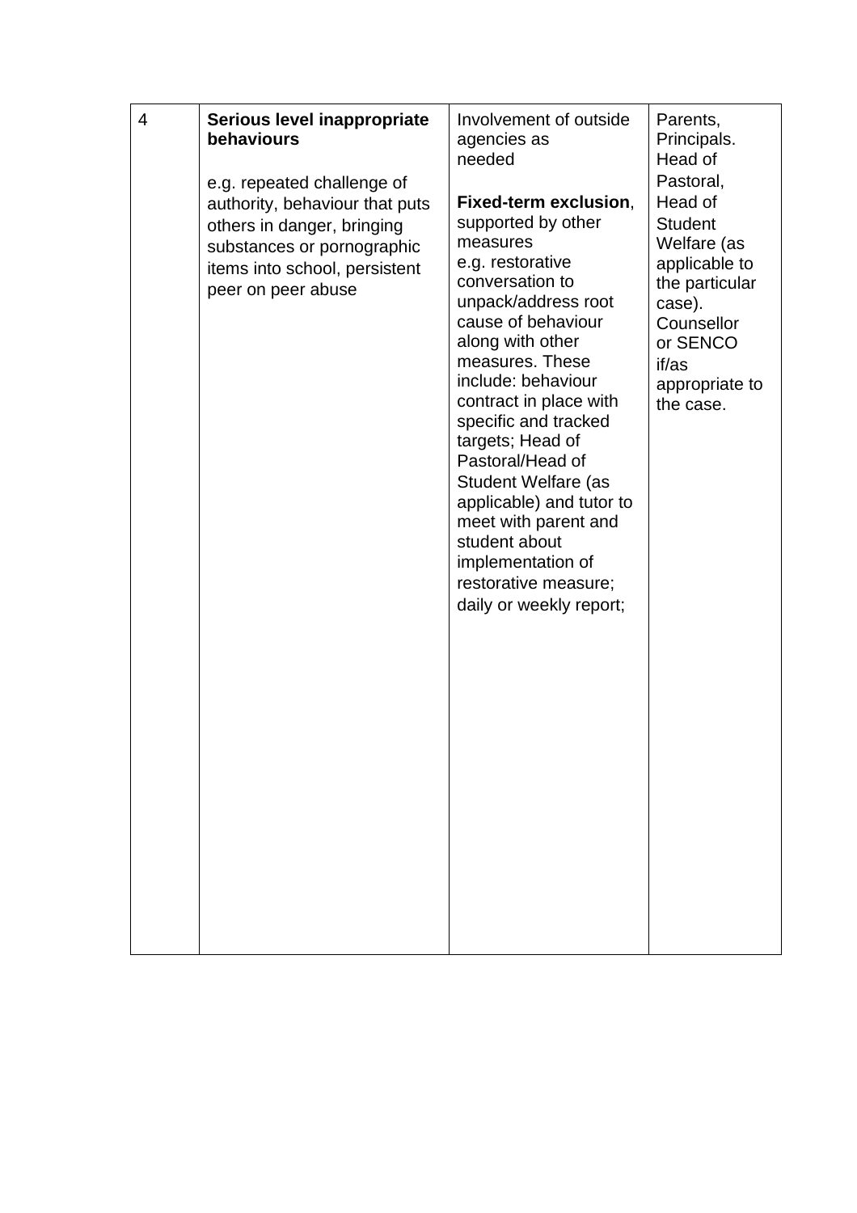| 4 | **Serious level inappropriate behaviours**<br><br>e.g. repeated challenge of authority, behaviour that puts others in danger, bringing substances or pornographic items into school, persistent peer on peer abuse | Involvement of outside agencies as needed<br><br>**Fixed-term exclusion**, supported by other measures e.g. restorative conversation to unpack/address root cause of behaviour along with other measures. These include: behaviour contract in place with specific and tracked targets; Head of Pastoral/Head of Student Welfare (as applicable) and tutor to meet with parent and student about implementation of restorative measure; daily or weekly report; | Parents, Principals. Head of Pastoral, Head of Student Welfare (as applicable to the particular case). Counsellor or SENCO if/as appropriate to the case. |
|---|---|---|---|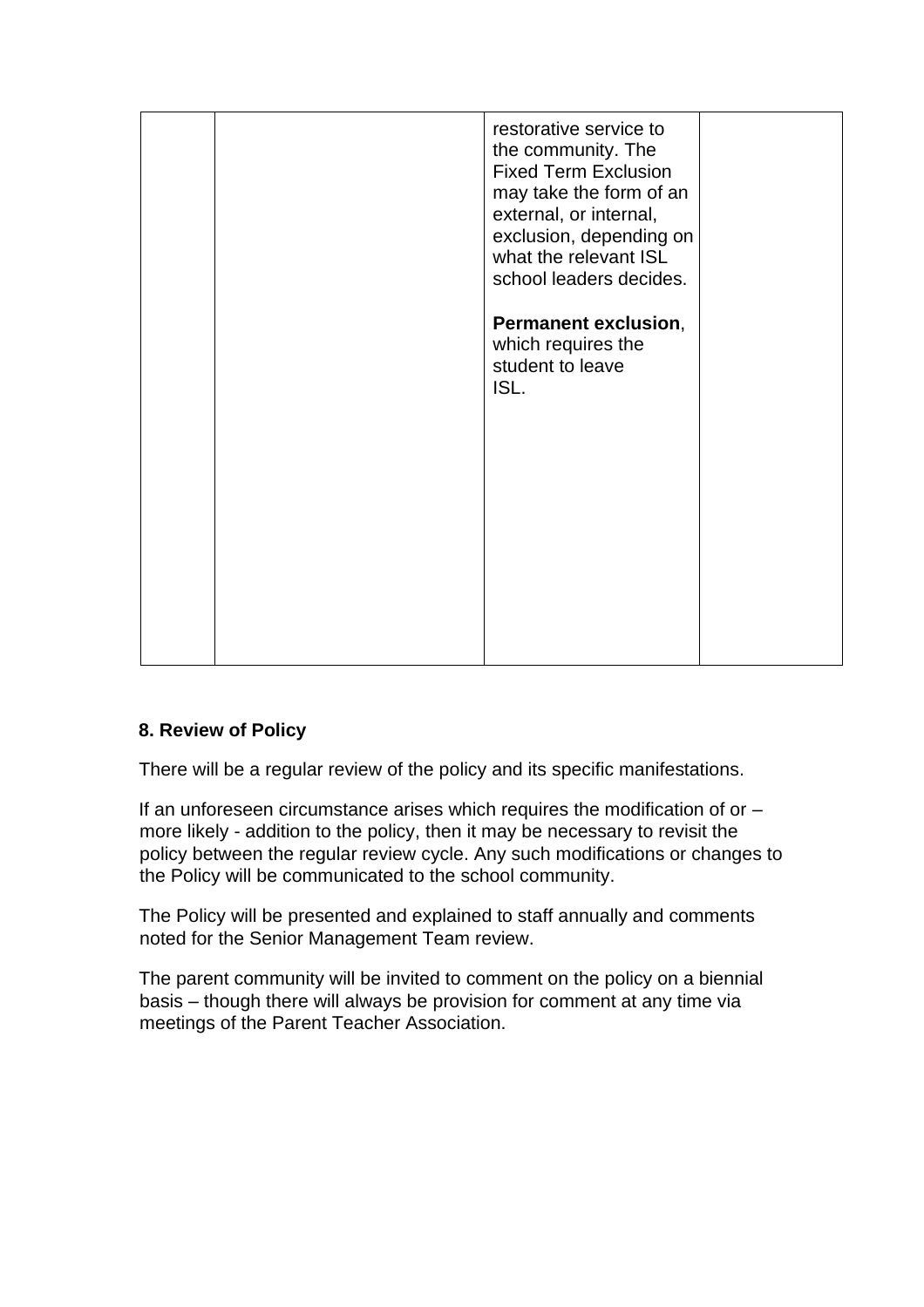| | | | |
|---|---|---|---|
| | | restorative service to the community. The Fixed Term Exclusion may take the form of an external, or internal, exclusion, depending on what the relevant ISL school leaders decides.<br><br>**Permanent exclusion**, which requires the student to leave ISL. | |

**8. Review of Policy**

There will be a regular review of the policy and its specific manifestations.

If an unforeseen circumstance arises which requires the modification of or – more likely - addition to the policy, then it may be necessary to revisit the policy between the regular review cycle. Any such modifications or changes to the Policy will be communicated to the school community.

The Policy will be presented and explained to staff annually and comments noted for the Senior Management Team review.

The parent community will be invited to comment on the policy on a biennial basis – though there will always be provision for comment at any time via meetings of the Parent Teacher Association.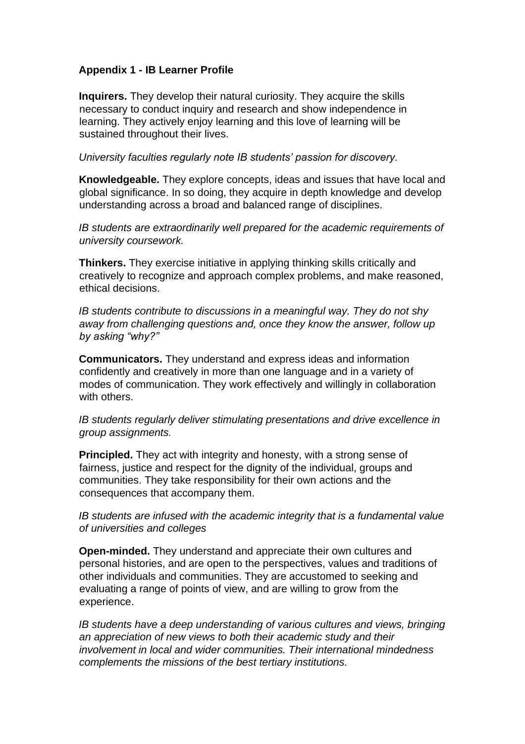### Appendix 1 - IB Learner Profile

**Inquirers.** They develop their natural curiosity. They acquire the skills necessary to conduct inquiry and research and show independence in learning. They actively enjoy learning and this love of learning will be sustained throughout their lives.

*University faculties regularly note IB students' passion for discovery.*

**Knowledgeable.** They explore concepts, ideas and issues that have local and global significance. In so doing, they acquire in depth knowledge and develop understanding across a broad and balanced range of disciplines.

*IB students are extraordinarily well prepared for the academic requirements of university coursework.*

**Thinkers.** They exercise initiative in applying thinking skills critically and creatively to recognize and approach complex problems, and make reasoned, ethical decisions.

*IB students contribute to discussions in a meaningful way. They do not shy away from challenging questions and, once they know the answer, follow up by asking "why?"*

**Communicators.** They understand and express ideas and information confidently and creatively in more than one language and in a variety of modes of communication. They work effectively and willingly in collaboration with others.

*IB students regularly deliver stimulating presentations and drive excellence in group assignments.*

**Principled.** They act with integrity and honesty, with a strong sense of fairness, justice and respect for the dignity of the individual, groups and communities. They take responsibility for their own actions and the consequences that accompany them.

*IB students are infused with the academic integrity that is a fundamental value of universities and colleges*

**Open-minded.** They understand and appreciate their own cultures and personal histories, and are open to the perspectives, values and traditions of other individuals and communities. They are accustomed to seeking and evaluating a range of points of view, and are willing to grow from the experience.

*IB students have a deep understanding of various cultures and views, bringing an appreciation of new views to both their academic study and their involvement in local and wider communities. Their international mindedness complements the missions of the best tertiary institutions.*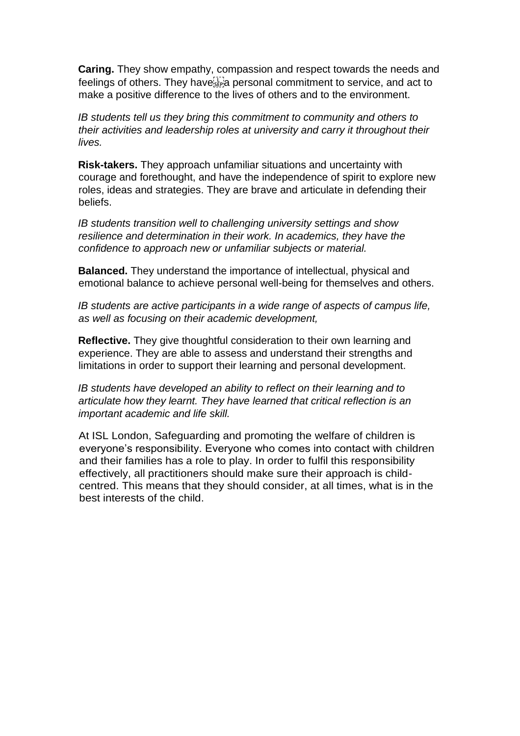**Caring.** They show empathy, compassion and respect towards the needs and feelings of others. They have a personal commitment to service, and act to make a positive difference to the lives of others and to the environment.

*IB students tell us they bring this commitment to community and others to their activities and leadership roles at university and carry it throughout their lives.*

**Risk-takers.** They approach unfamiliar situations and uncertainty with courage and forethought, and have the independence of spirit to explore new roles, ideas and strategies. They are brave and articulate in defending their beliefs.

*IB students transition well to challenging university settings and show resilience and determination in their work. In academics, they have the confidence to approach new or unfamiliar subjects or material.*

**Balanced.** They understand the importance of intellectual, physical and emotional balance to achieve personal well-being for themselves and others.

*IB students are active participants in a wide range of aspects of campus life, as well as focusing on their academic development,*

**Reflective.** They give thoughtful consideration to their own learning and experience. They are able to assess and understand their strengths and limitations in order to support their learning and personal development.

*IB students have developed an ability to reflect on their learning and to articulate how they learnt. They have learned that critical reflection is an important academic and life skill.*

At ISL London, Safeguarding and promoting the welfare of children is everyone's responsibility. Everyone who comes into contact with children and their families has a role to play. In order to fulfil this responsibility effectively, all practitioners should make sure their approach is child-centred. This means that they should consider, at all times, what is in the best interests of the child.